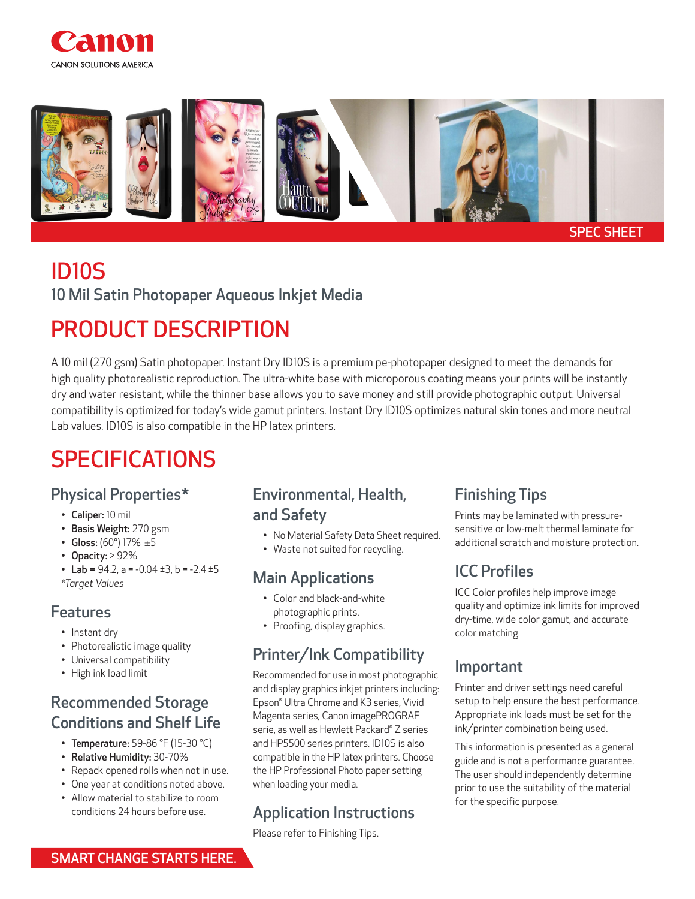Canon

CANON SOLUTIONS AMERICA

SPEC SHEET

# ID10S

10 Mil Satin Photopaper Aqueous Inkjet Media

## PRODUCT DESCRIPTION

A 10 mil (270 gsm) Satin photopaper. Instant Dry ID10S is a premium pe-photopaper designed to meet the demands for high quality photorealistic reproduction. The ultra-white base with microporous coating means your prints will be instantly dry and water resistant, while the thinner base allows you to save money and still provide photographic output. Universal compatibility is optimized for today's wide gamut printers. Instant Dry ID10S optimizes natural skin tones and more neutral Lab values. ID10S is also compatible in the HP latex printers.

## SPECIFICATIONS

### Physical Properties*

- **Caliper:** 10 mil
- **Basis Weight:** 270 gsm
- **Gloss:** (60°) 17% ±5
- **Opacity:** > 92%
- **Lab =** 94.2, a = -0.04 ±3, b = -2.4 ±5

*Target Values*

### Features

- Instant dry
- Photorealistic image quality
- Universal compatibility
- High ink load limit

### Recommended Storage Conditions and Shelf Life

- **Temperature:** 59-86 °F (15-30 °C)
- **Relative Humidity:** 30-70%
- Repack opened rolls when not in use.
- One year at conditions noted above.
- Allow material to stabilize to room conditions 24 hours before use.

### Environmental, Health, and Safety

- No Material Safety Data Sheet required.
- Waste not suited for recycling.

### Main Applications

- Color and black-and-white photographic prints.
- Proofing, display graphics.

### Printer/Ink Compatibility

Recommended for use in most photographic and display graphics inkjet printers including: Epson® Ultra Chrome and K3 series, Vivid Magenta series, Canon imagePROGRAF serie, as well as Hewlett Packard® Z series and HP5500 series printers. ID10S is also compatible in the HP latex printers. Choose the HP Professional Photo paper setting when loading your media.

### Application Instructions

Please refer to Finishing Tips.

### Finishing Tips

Prints may be laminated with pressure-sensitive or low-melt thermal laminate for additional scratch and moisture protection.

### ICC Profiles

ICC Color profiles help improve image quality and optimize ink limits for improved dry-time, wide color gamut, and accurate color matching.

### Important

Printer and driver settings need careful setup to help ensure the best performance. Appropriate ink loads must be set for the ink/printer combination being used.

This information is presented as a general guide and is not a performance guarantee. The user should independently determine prior to use the suitability of the material for the specific purpose.

SMART CHANGE STARTS HERE.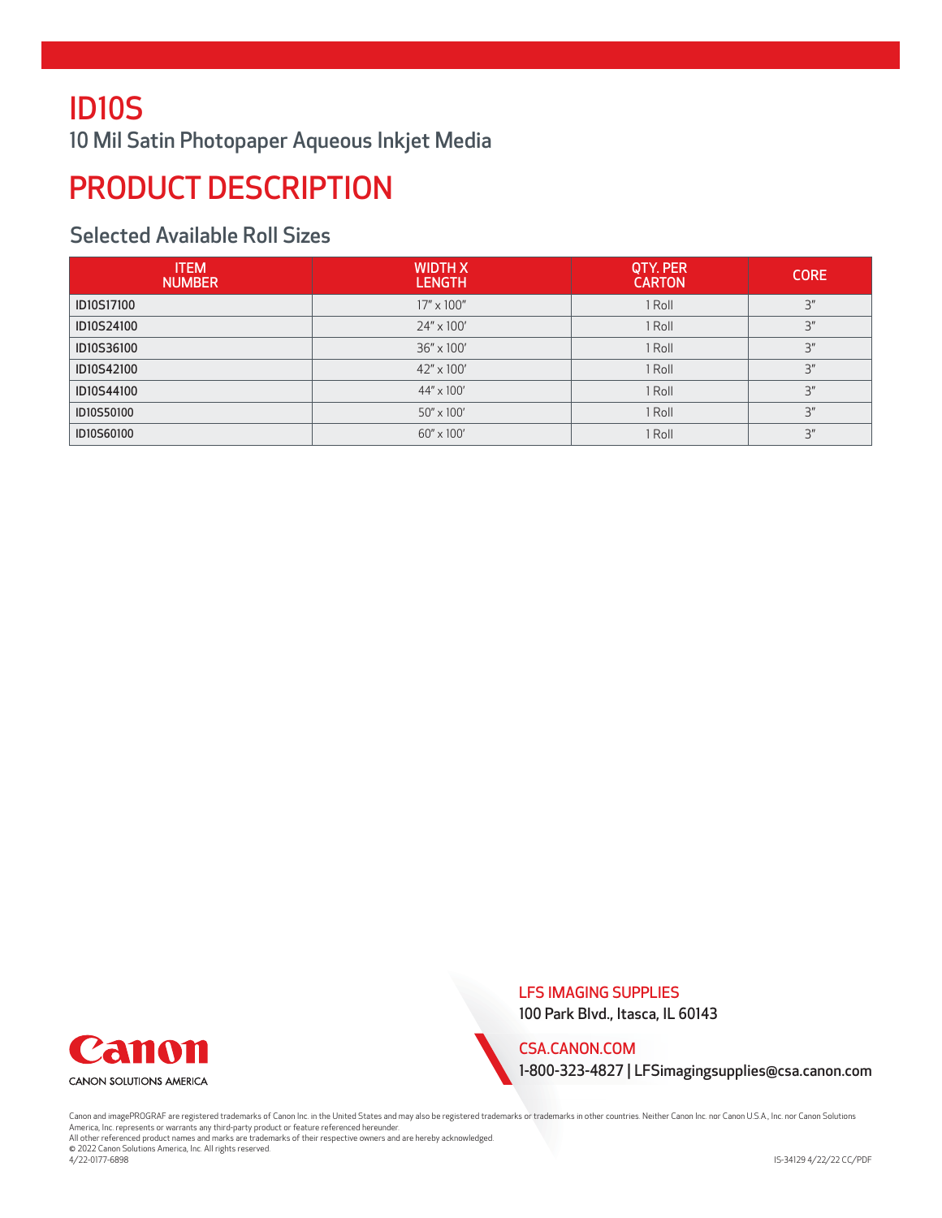# ID10S

10 Mil Satin Photopaper Aqueous Inkjet Media

## PRODUCT DESCRIPTION

### Selected Available Roll Sizes

| ITEM NUMBER | WIDTH X LENGTH | QTY. PER CARTON | CORE |
|---|---|---|---|
| ID10S17100 | 17″ x 100″ | 1 Roll | 3″ |
| ID10S24100 | 24″ x 100′ | 1 Roll | 3″ |
| ID10S36100 | 36″ x 100′ | 1 Roll | 3″ |
| ID10S42100 | 42″ x 100′ | 1 Roll | 3″ |
| ID10S44100 | 44″ x 100′ | 1 Roll | 3″ |
| ID10S50100 | 50″ x 100′ | 1 Roll | 3″ |
| ID10S60100 | 60″ x 100′ | 1 Roll | 3″ |

Canon

CANON SOLUTIONS AMERICA

LFS IMAGING SUPPLIES

100 Park Blvd., Itasca, IL 60143

CSA.CANON.COM

1-800-323-4827 | LFSimagingsupplies@csa.canon.com

Canon and imagePROGRAF are registered trademarks of Canon Inc. in the United States and may also be registered trademarks or trademarks in other countries. Neither Canon Inc. nor Canon U.S.A., Inc. nor Canon Solutions America, Inc. represents or warrants any third-party product or feature referenced hereunder.
All other referenced product names and marks are trademarks of their respective owners and are hereby acknowledged.
© 2022 Canon Solutions America, Inc. All rights reserved.
4/22-0177-6898

IS-34129 4/22/22 CC/PDF